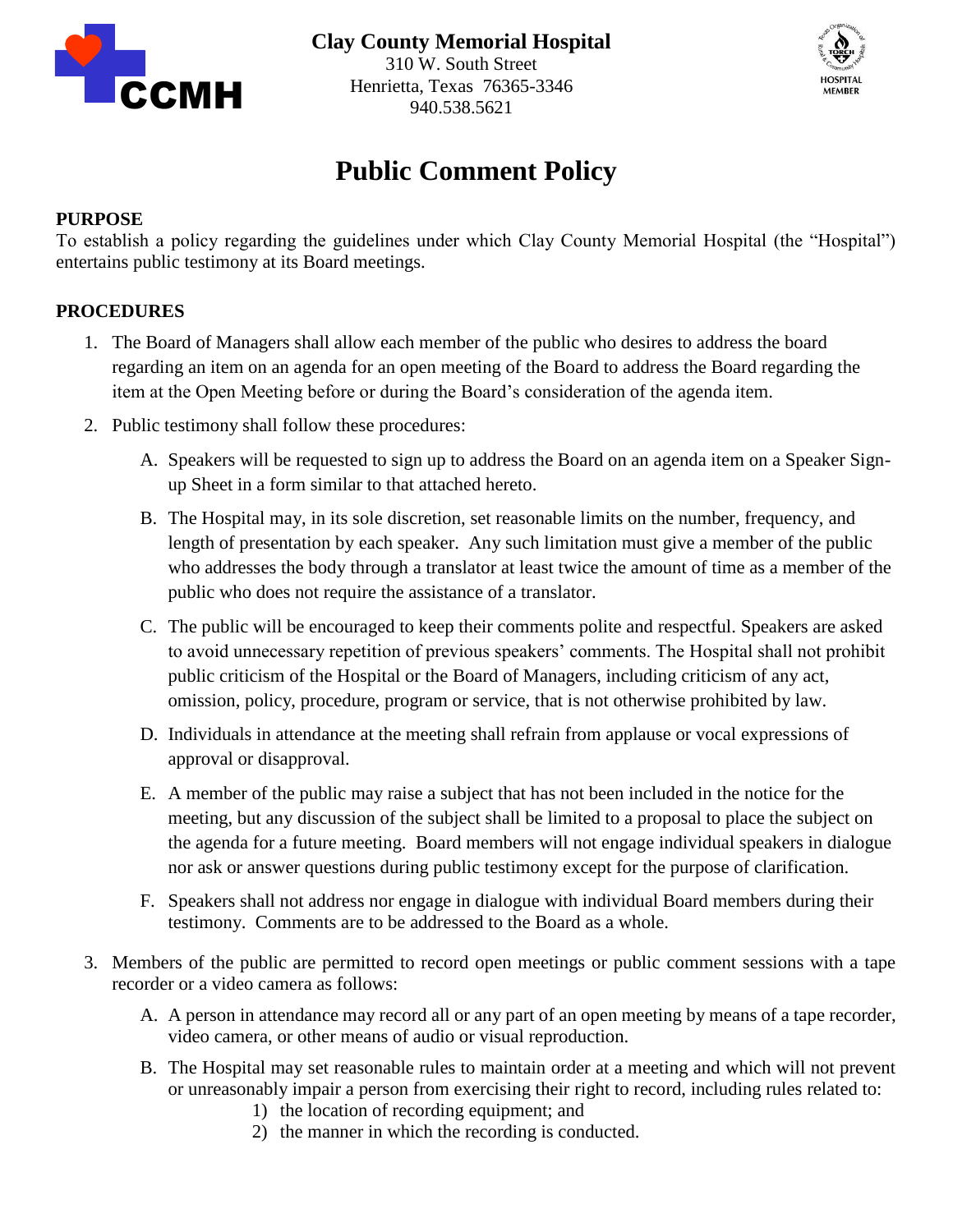**Clay County Memorial Hospital**
310 W. South Street
Henrietta, Texas 76365-3346
940.538.5621

# Public Comment Policy

## PURPOSE

To establish a policy regarding the guidelines under which Clay County Memorial Hospital (the "Hospital") entertains public testimony at its Board meetings.

## PROCEDURES

1. The Board of Managers shall allow each member of the public who desires to address the board regarding an item on an agenda for an open meeting of the Board to address the Board regarding the item at the Open Meeting before or during the Board's consideration of the agenda item.
2. Public testimony shall follow these procedures:
   A. Speakers will be requested to sign up to address the Board on an agenda item on a Speaker Sign-up Sheet in a form similar to that attached hereto.
   B. The Hospital may, in its sole discretion, set reasonable limits on the number, frequency, and length of presentation by each speaker. Any such limitation must give a member of the public who addresses the body through a translator at least twice the amount of time as a member of the public who does not require the assistance of a translator.
   C. The public will be encouraged to keep their comments polite and respectful. Speakers are asked to avoid unnecessary repetition of previous speakers' comments. The Hospital shall not prohibit public criticism of the Hospital or the Board of Managers, including criticism of any act, omission, policy, procedure, program or service, that is not otherwise prohibited by law.
   D. Individuals in attendance at the meeting shall refrain from applause or vocal expressions of approval or disapproval.
   E. A member of the public may raise a subject that has not been included in the notice for the meeting, but any discussion of the subject shall be limited to a proposal to place the subject on the agenda for a future meeting. Board members will not engage individual speakers in dialogue nor ask or answer questions during public testimony except for the purpose of clarification.
   F. Speakers shall not address nor engage in dialogue with individual Board members during their testimony. Comments are to be addressed to the Board as a whole.
3. Members of the public are permitted to record open meetings or public comment sessions with a tape recorder or a video camera as follows:
   A. A person in attendance may record all or any part of an open meeting by means of a tape recorder, video camera, or other means of audio or visual reproduction.
   B. The Hospital may set reasonable rules to maintain order at a meeting and which will not prevent or unreasonably impair a person from exercising their right to record, including rules related to:
      1) the location of recording equipment; and
      2) the manner in which the recording is conducted.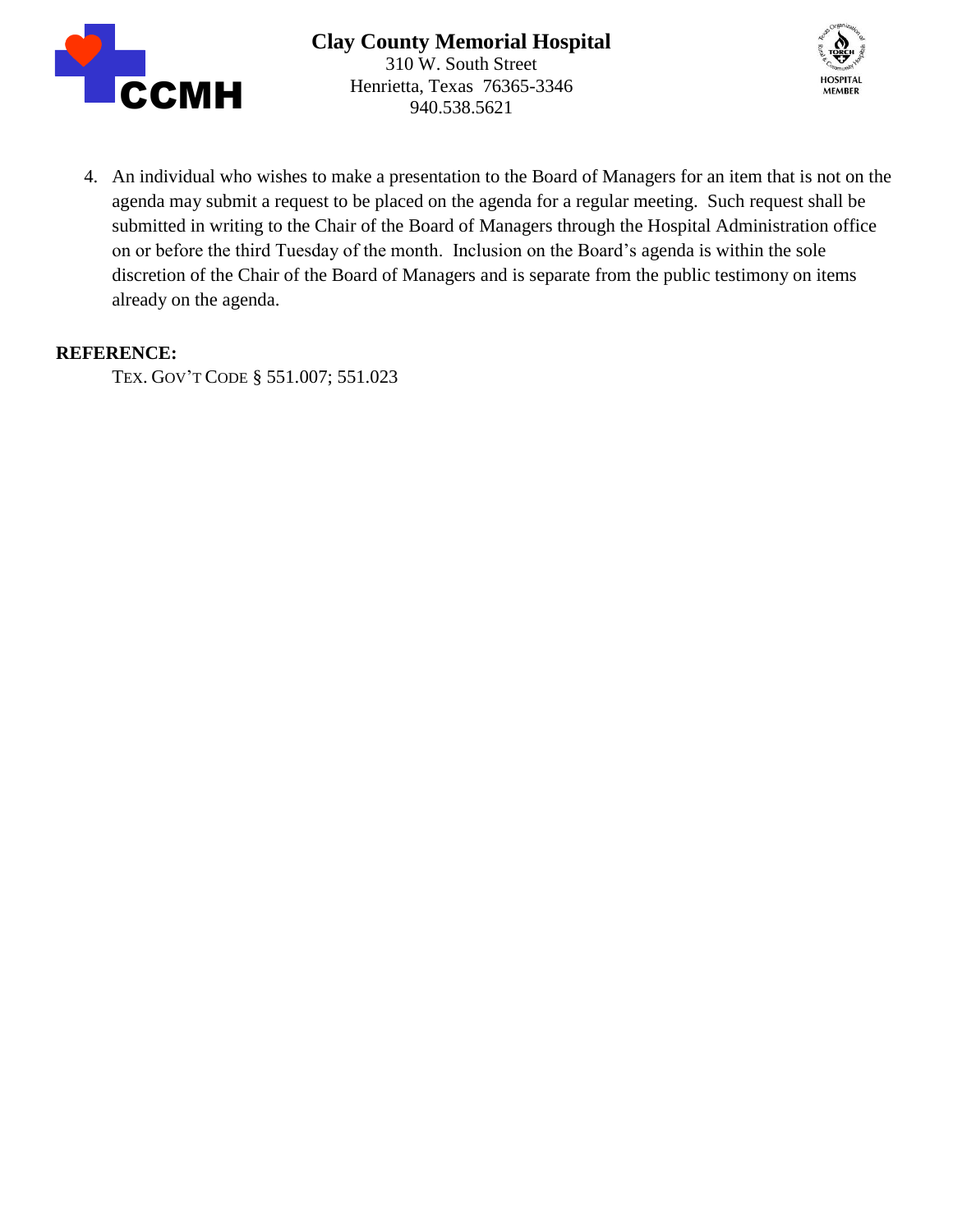4. An individual who wishes to make a presentation to the Board of Managers for an item that is not on the agenda may submit a request to be placed on the agenda for a regular meeting. Such request shall be submitted in writing to the Chair of the Board of Managers through the Hospital Administration office on or before the third Tuesday of the month. Inclusion on the Board's agenda is within the sole discretion of the Chair of the Board of Managers and is separate from the public testimony on items already on the agenda.

**REFERENCE:**

TEX. GOV'T CODE § 551.007; 551.023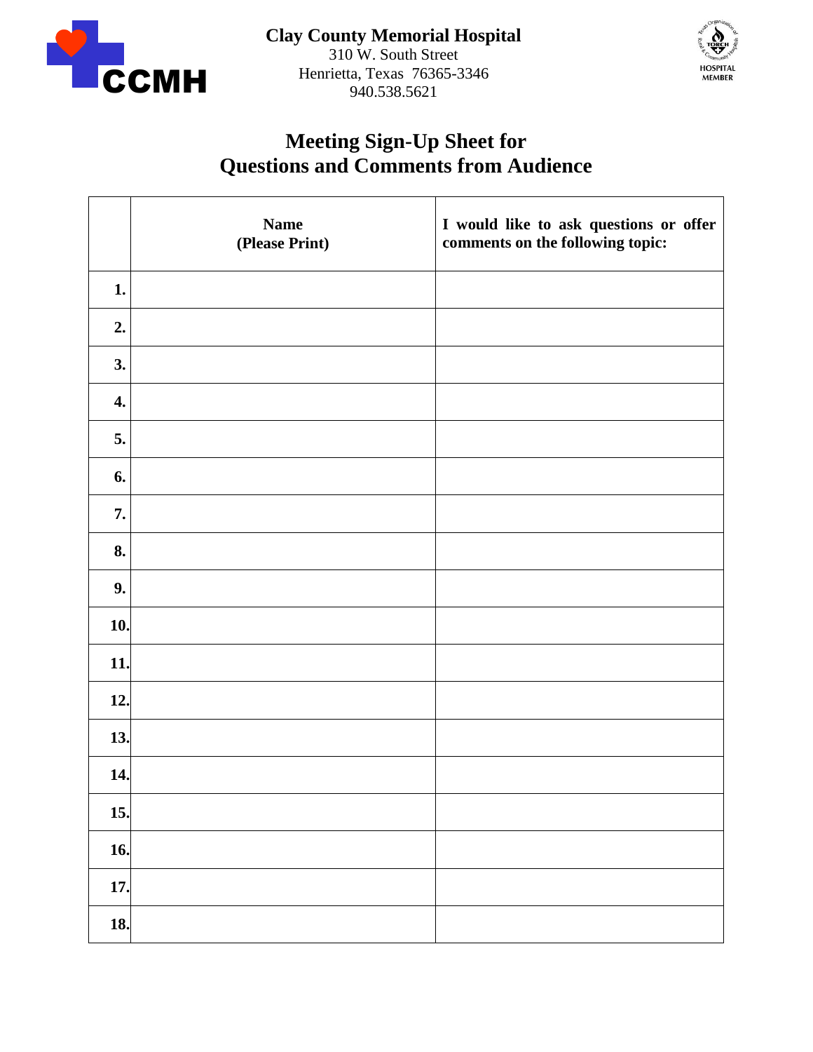**Clay County Memorial Hospital**
310 W. South Street
Henrietta, Texas 76365-3346
940.538.5621

# Meeting Sign-Up Sheet for Questions and Comments from Audience

| | Name (Please Print) | I would like to ask questions or offer comments on the following topic: |
|---|---|---|
| 1. | | |
| 2. | | |
| 3. | | |
| 4. | | |
| 5. | | |
| 6. | | |
| 7. | | |
| 8. | | |
| 9. | | |
| 10. | | |
| 11. | | |
| 12. | | |
| 13. | | |
| 14. | | |
| 15. | | |
| 16. | | |
| 17. | | |
| 18. | | |